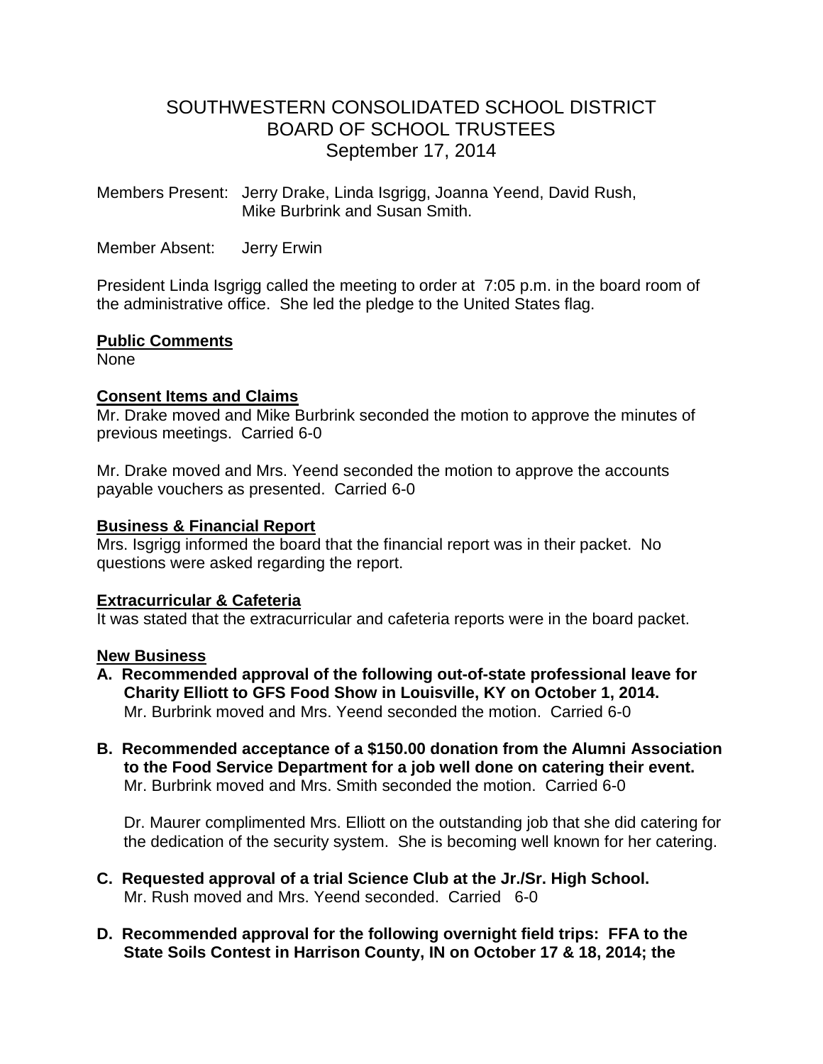# SOUTHWESTERN CONSOLIDATED SCHOOL DISTRICT
# BOARD OF SCHOOL TRUSTEES
## September 17, 2014

Members Present: Jerry Drake, Linda Isgrigg, Joanna Yeend, David Rush, Mike Burbrink and Susan Smith.

Member Absent: Jerry Erwin

President Linda Isgrigg called the meeting to order at 7:05 p.m. in the board room of the administrative office. She led the pledge to the United States flag.

### Public Comments

None

### Consent Items and Claims

Mr. Drake moved and Mike Burbrink seconded the motion to approve the minutes of previous meetings. Carried 6-0

Mr. Drake moved and Mrs. Yeend seconded the motion to approve the accounts payable vouchers as presented. Carried 6-0

### Business & Financial Report

Mrs. Isgrigg informed the board that the financial report was in their packet. No questions were asked regarding the report.

### Extracurricular & Cafeteria

It was stated that the extracurricular and cafeteria reports were in the board packet.

### New Business

**A. Recommended approval of the following out-of-state professional leave for Charity Elliott to GFS Food Show in Louisville, KY on October 1, 2014.**
Mr. Burbrink moved and Mrs. Yeend seconded the motion. Carried 6-0

**B. Recommended acceptance of a $150.00 donation from the Alumni Association to the Food Service Department for a job well done on catering their event.**
Mr. Burbrink moved and Mrs. Smith seconded the motion. Carried 6-0

Dr. Maurer complimented Mrs. Elliott on the outstanding job that she did catering for the dedication of the security system. She is becoming well known for her catering.

**C. Requested approval of a trial Science Club at the Jr./Sr. High School.**
Mr. Rush moved and Mrs. Yeend seconded. Carried 6-0

**D. Recommended approval for the following overnight field trips: FFA to the State Soils Contest in Harrison County, IN on October 17 & 18, 2014; the**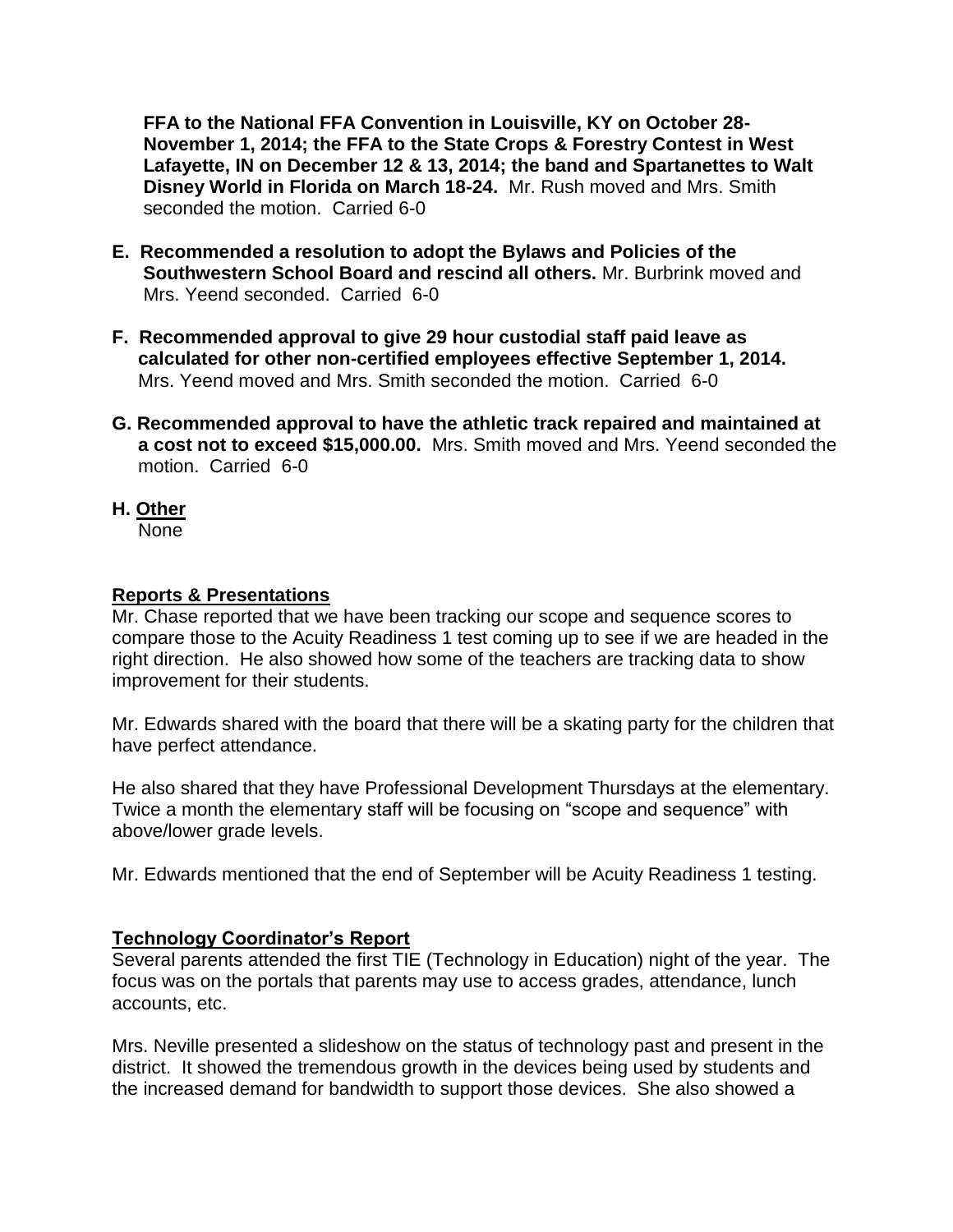**FFA to the National FFA Convention in Louisville, KY on October 28-November 1, 2014; the FFA to the State Crops & Forestry Contest in West Lafayette, IN on December 12 & 13, 2014; the band and Spartanettes to Walt Disney World in Florida on March 18-24.** Mr. Rush moved and Mrs. Smith seconded the motion. Carried 6-0

**E. Recommended a resolution to adopt the Bylaws and Policies of the Southwestern School Board and rescind all others.** Mr. Burbrink moved and Mrs. Yeend seconded. Carried 6-0

**F. Recommended approval to give 29 hour custodial staff paid leave as calculated for other non-certified employees effective September 1, 2014.** Mrs. Yeend moved and Mrs. Smith seconded the motion. Carried 6-0

**G. Recommended approval to have the athletic track repaired and maintained at a cost not to exceed $15,000.00.** Mrs. Smith moved and Mrs. Yeend seconded the motion. Carried 6-0

**H. Other**
None

## Reports & Presentations

Mr. Chase reported that we have been tracking our scope and sequence scores to compare those to the Acuity Readiness 1 test coming up to see if we are headed in the right direction. He also showed how some of the teachers are tracking data to show improvement for their students.

Mr. Edwards shared with the board that there will be a skating party for the children that have perfect attendance.

He also shared that they have Professional Development Thursdays at the elementary. Twice a month the elementary staff will be focusing on "scope and sequence" with above/lower grade levels.

Mr. Edwards mentioned that the end of September will be Acuity Readiness 1 testing.

## Technology Coordinator's Report

Several parents attended the first TIE (Technology in Education) night of the year. The focus was on the portals that parents may use to access grades, attendance, lunch accounts, etc.

Mrs. Neville presented a slideshow on the status of technology past and present in the district. It showed the tremendous growth in the devices being used by students and the increased demand for bandwidth to support those devices. She also showed a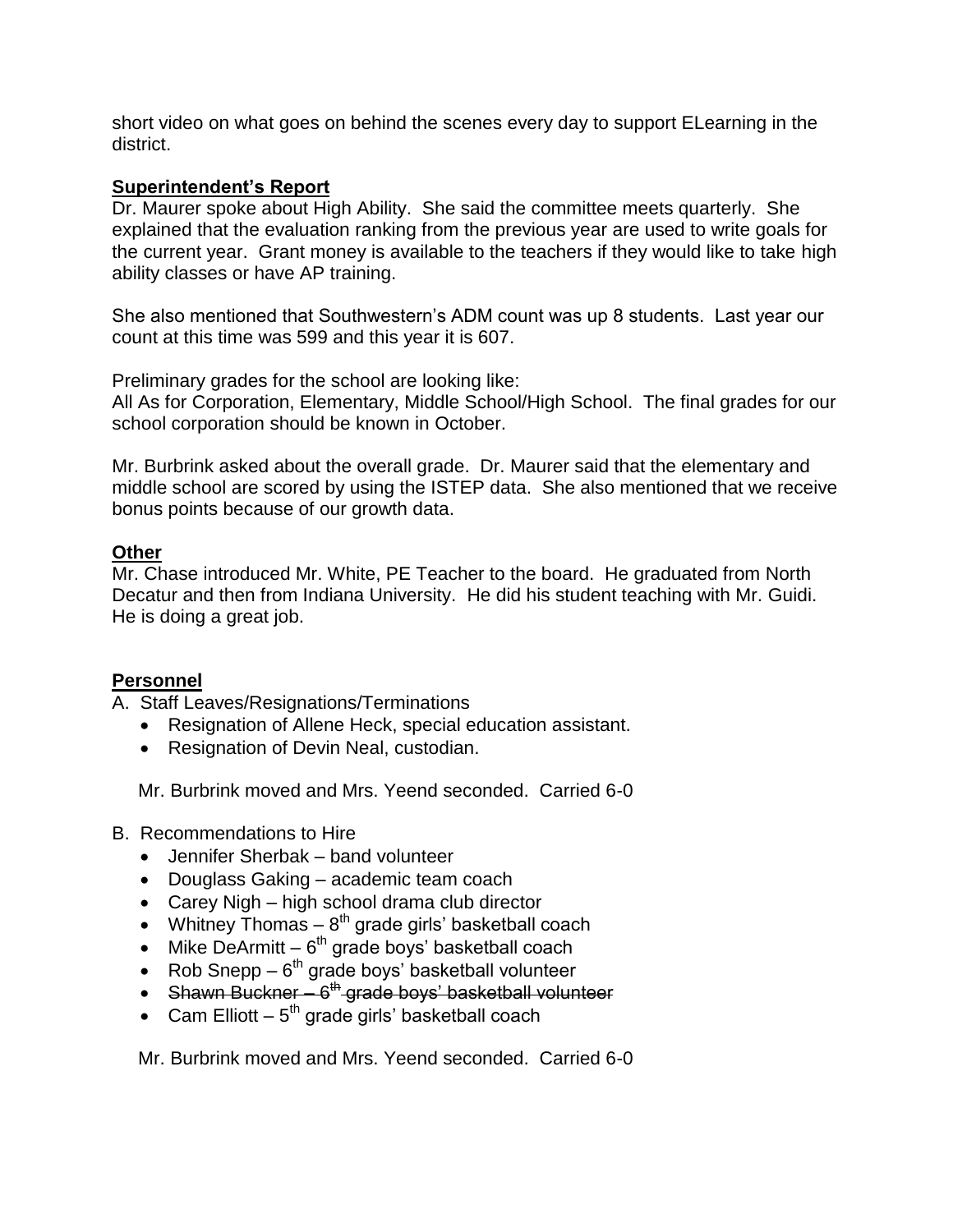short video on what goes on behind the scenes every day to support ELearning in the district.

**Superintendent's Report**

Dr. Maurer spoke about High Ability. She said the committee meets quarterly. She explained that the evaluation ranking from the previous year are used to write goals for the current year. Grant money is available to the teachers if they would like to take high ability classes or have AP training.

She also mentioned that Southwestern's ADM count was up 8 students. Last year our count at this time was 599 and this year it is 607.

Preliminary grades for the school are looking like:
All As for Corporation, Elementary, Middle School/High School. The final grades for our school corporation should be known in October.

Mr. Burbrink asked about the overall grade. Dr. Maurer said that the elementary and middle school are scored by using the ISTEP data. She also mentioned that we receive bonus points because of our growth data.

**Other**

Mr. Chase introduced Mr. White, PE Teacher to the board. He graduated from North Decatur and then from Indiana University. He did his student teaching with Mr. Guidi. He is doing a great job.

**Personnel**

A. Staff Leaves/Resignations/Terminations
- Resignation of Allene Heck, special education assistant.
- Resignation of Devin Neal, custodian.

Mr. Burbrink moved and Mrs. Yeend seconded. Carried 6-0

B. Recommendations to Hire
- Jennifer Sherbak – band volunteer
- Douglass Gaking – academic team coach
- Carey Nigh – high school drama club director
- Whitney Thomas – 8th grade girls' basketball coach
- Mike DeArmitt – 6th grade boys' basketball coach
- Rob Snepp – 6th grade boys' basketball volunteer
- ~~Shawn Buckner – 6th grade boys' basketball volunteer~~
- Cam Elliott – 5th grade girls' basketball coach

Mr. Burbrink moved and Mrs. Yeend seconded. Carried 6-0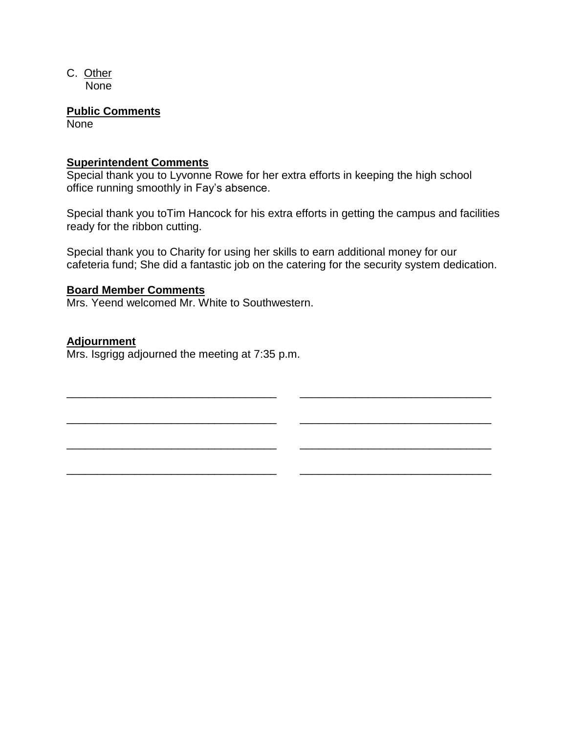C. Other
None

**Public Comments**
None

**Superintendent Comments**
Special thank you to Lyvonne Rowe for her extra efforts in keeping the high school office running smoothly in Fay's absence.

Special thank you toTim Hancock for his extra efforts in getting the campus and facilities ready for the ribbon cutting.

Special thank you to Charity for using her skills to earn additional money for our cafeteria fund; She did a fantastic job on the catering for the security system dedication.

**Board Member Comments**
Mrs. Yeend welcomed Mr. White to Southwestern.

**Adjournment**
Mrs. Isgrigg adjourned the meeting at 7:35 p.m.

___________________________________ _______________________________

___________________________________ _______________________________

___________________________________ _______________________________

___________________________________ _______________________________